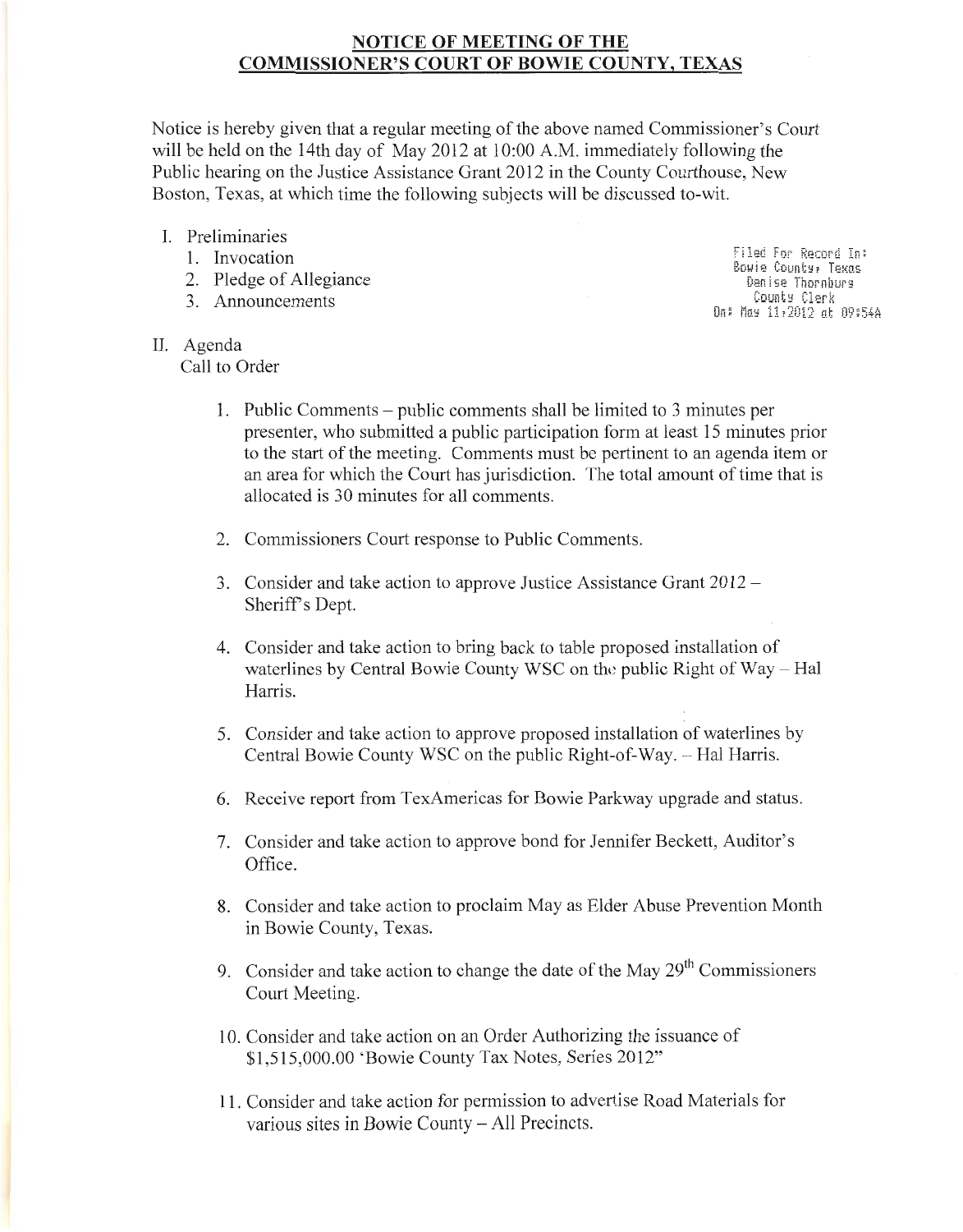## NOTICE OF MEETING OF THE COMMISSIONER'S COURT OF BOWIE COUNTY, TEXAS

Notice is hereby given that a regular meeting of the above named Commissioner's Court will be held on the 14th day of May 2012 at 10:00 A.M. immediately following the Public hearing on the Justice Assistance Grant 2012 in the County Courthouse, New Boston, Texas, at which time the following subjects will be discussed to-wit.

Filed For Record In:
Bowie County, Texas
Denise Thornburg
County Clerk
On: May 11,2012 at 09:54A

I. Preliminaries
   1. Invocation
   2. Pledge of Allegiance
   3. Announcements

II. Agenda
   Call to Order

   1. Public Comments – public comments shall be limited to 3 minutes per presenter, who submitted a public participation form at least 15 minutes prior to the start of the meeting. Comments must be pertinent to an agenda item or an area for which the Court has jurisdiction. The total amount of time that is allocated is 30 minutes for all comments.

   2. Commissioners Court response to Public Comments.

   3. Consider and take action to approve Justice Assistance Grant 2012 – Sheriff's Dept.

   4. Consider and take action to bring back to table proposed installation of waterlines by Central Bowie County WSC on the public Right of Way – Hal Harris.

   5. Consider and take action to approve proposed installation of waterlines by Central Bowie County WSC on the public Right-of-Way. – Hal Harris.

   6. Receive report from TexAmericas for Bowie Parkway upgrade and status.

   7. Consider and take action to approve bond for Jennifer Beckett, Auditor's Office.

   8. Consider and take action to proclaim May as Elder Abuse Prevention Month in Bowie County, Texas.

   9. Consider and take action to change the date of the May 29th Commissioners Court Meeting.

   10. Consider and take action on an Order Authorizing the issuance of $1,515,000.00 'Bowie County Tax Notes, Series 2012"

   11. Consider and take action for permission to advertise Road Materials for various sites in Bowie County – All Precincts.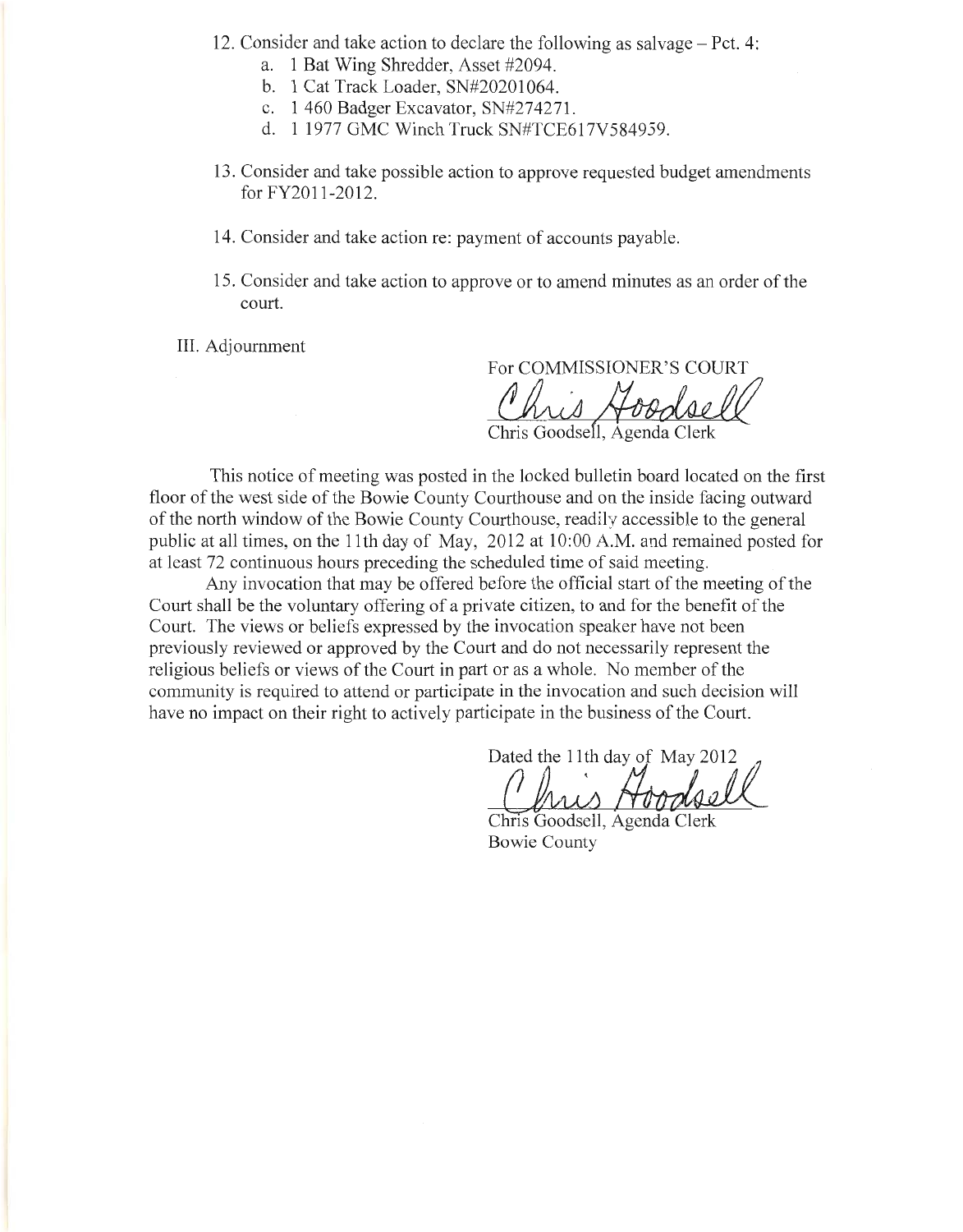12. Consider and take action to declare the following as salvage – Pct. 4:
    a. 1 Bat Wing Shredder, Asset #2094.
    b. 1 Cat Track Loader, SN#20201064.
    c. 1 460 Badger Excavator, SN#274271.
    d. 1 1977 GMC Winch Truck SN#TCE617V584959.

13. Consider and take possible action to approve requested budget amendments for FY2011-2012.

14. Consider and take action re: payment of accounts payable.

15. Consider and take action to approve or to amend minutes as an order of the court.

III. Adjournment

For COMMISSIONER'S COURT

*Chris Goodsell*

Chris Goodsell, Agenda Clerk

This notice of meeting was posted in the locked bulletin board located on the first floor of the west side of the Bowie County Courthouse and on the inside facing outward of the north window of the Bowie County Courthouse, readily accessible to the general public at all times, on the 11th day of May, 2012 at 10:00 A.M. and remained posted for at least 72 continuous hours preceding the scheduled time of said meeting.

Any invocation that may be offered before the official start of the meeting of the Court shall be the voluntary offering of a private citizen, to and for the benefit of the Court. The views or beliefs expressed by the invocation speaker have not been previously reviewed or approved by the Court and do not necessarily represent the religious beliefs or views of the Court in part or as a whole. No member of the community is required to attend or participate in the invocation and such decision will have no impact on their right to actively participate in the business of the Court.

Dated the 11th day of May 2012

*Chris Goodsell*

Chris Goodsell, Agenda Clerk
Bowie County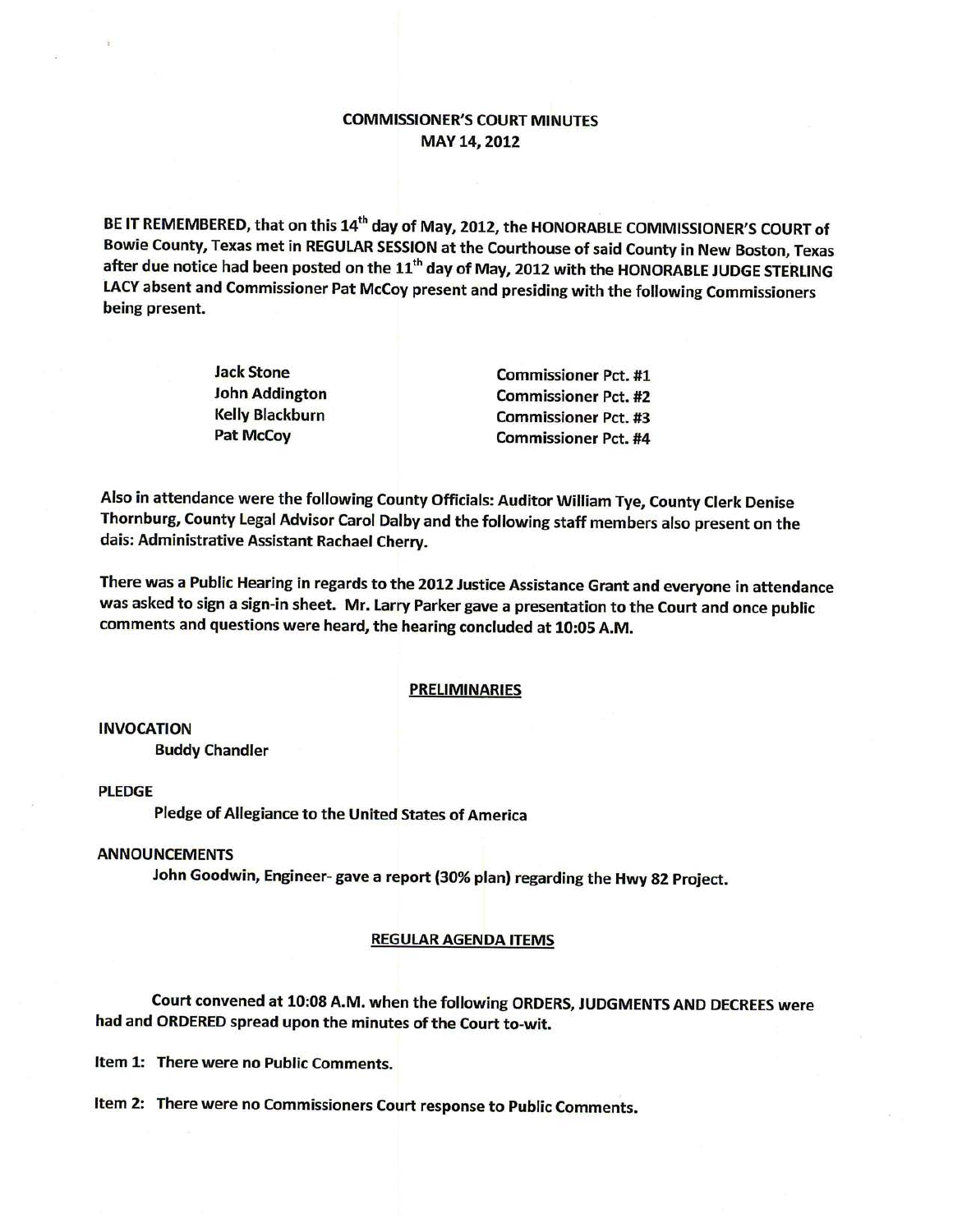# COMMISSIONER'S COURT MINUTES
## MAY 14, 2012

**BE IT REMEMBERED,** that on this 14th day of May, 2012, the HONORABLE COMMISSIONER'S COURT of Bowie County, Texas met in REGULAR SESSION at the Courthouse of said County in New Boston, Texas after due notice had been posted on the 11th day of May, 2012 with the HONORABLE JUDGE STERLING LACY absent and Commissioner Pat McCoy present and presiding with the following Commissioners being present.

| | |
|---|---|
| Jack Stone | Commissioner Pct. #1 |
| John Addington | Commissioner Pct. #2 |
| Kelly Blackburn | Commissioner Pct. #3 |
| Pat McCoy | Commissioner Pct. #4 |

Also in attendance were the following County Officials: Auditor William Tye, County Clerk Denise Thornburg, County Legal Advisor Carol Dalby and the following staff members also present on the dais: Administrative Assistant Rachael Cherry.

There was a Public Hearing in regards to the 2012 Justice Assistance Grant and everyone in attendance was asked to sign a sign-in sheet. Mr. Larry Parker gave a presentation to the Court and once public comments and questions were heard, the hearing concluded at 10:05 A.M.

## PRELIMINARIES

**INVOCATION**

Buddy Chandler

**PLEDGE**

Pledge of Allegiance to the United States of America

**ANNOUNCEMENTS**

John Goodwin, Engineer- gave a report (30% plan) regarding the Hwy 82 Project.

## REGULAR AGENDA ITEMS

Court convened at 10:08 A.M. when the following ORDERS, JUDGMENTS AND DECREES were had and ORDERED spread upon the minutes of the Court to-wit.

Item 1: There were no Public Comments.

Item 2: There were no Commissioners Court response to Public Comments.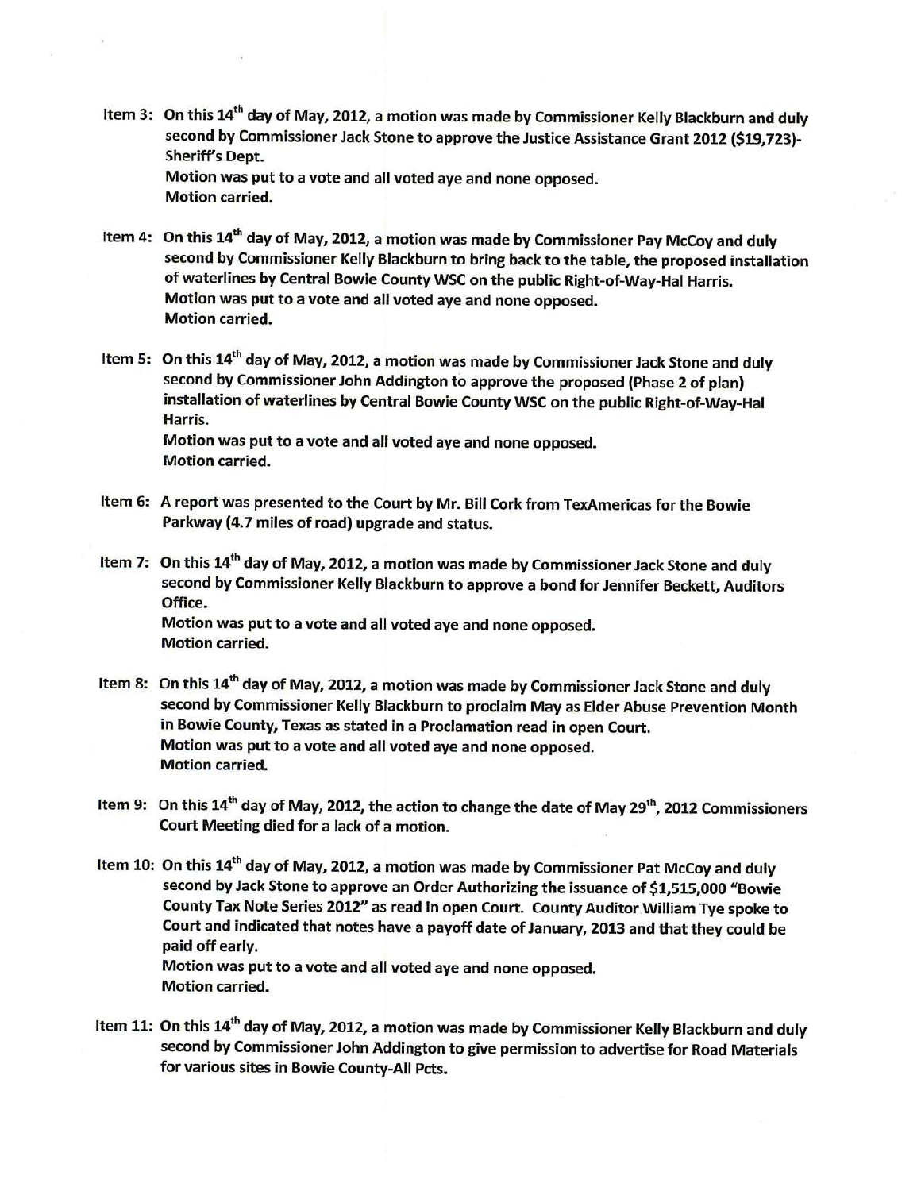**Item 3: On this 14th day of May, 2012, a motion was made by Commissioner Kelly Blackburn and duly second by Commissioner Jack Stone to approve the Justice Assistance Grant 2012 ($19,723)-Sheriff's Dept.**
**Motion was put to a vote and all voted aye and none opposed.**
**Motion carried.**

**Item 4: On this 14th day of May, 2012, a motion was made by Commissioner Pay McCoy and duly second by Commissioner Kelly Blackburn to bring back to the table, the proposed installation of waterlines by Central Bowie County WSC on the public Right-of-Way-Hal Harris.**
**Motion was put to a vote and all voted aye and none opposed.**
**Motion carried.**

**Item 5: On this 14th day of May, 2012, a motion was made by Commissioner Jack Stone and duly second by Commissioner John Addington to approve the proposed (Phase 2 of plan) installation of waterlines by Central Bowie County WSC on the public Right-of-Way-Hal Harris.**
**Motion was put to a vote and all voted aye and none opposed.**
**Motion carried.**

**Item 6: A report was presented to the Court by Mr. Bill Cork from TexAmericas for the Bowie Parkway (4.7 miles of road) upgrade and status.**

**Item 7: On this 14th day of May, 2012, a motion was made by Commissioner Jack Stone and duly second by Commissioner Kelly Blackburn to approve a bond for Jennifer Beckett, Auditors Office.**
**Motion was put to a vote and all voted aye and none opposed.**
**Motion carried.**

**Item 8: On this 14th day of May, 2012, a motion was made by Commissioner Jack Stone and duly second by Commissioner Kelly Blackburn to proclaim May as Elder Abuse Prevention Month in Bowie County, Texas as stated in a Proclamation read in open Court.**
**Motion was put to a vote and all voted aye and none opposed.**
**Motion carried.**

**Item 9: On this 14th day of May, 2012, the action to change the date of May 29th, 2012 Commissioners Court Meeting died for a lack of a motion.**

**Item 10: On this 14th day of May, 2012, a motion was made by Commissioner Pat McCoy and duly second by Jack Stone to approve an Order Authorizing the issuance of $1,515,000 "Bowie County Tax Note Series 2012" as read in open Court. County Auditor William Tye spoke to Court and indicated that notes have a payoff date of January, 2013 and that they could be paid off early.**
**Motion was put to a vote and all voted aye and none opposed.**
**Motion carried.**

**Item 11: On this 14th day of May, 2012, a motion was made by Commissioner Kelly Blackburn and duly second by Commissioner John Addington to give permission to advertise for Road Materials for various sites in Bowie County-All Pcts.**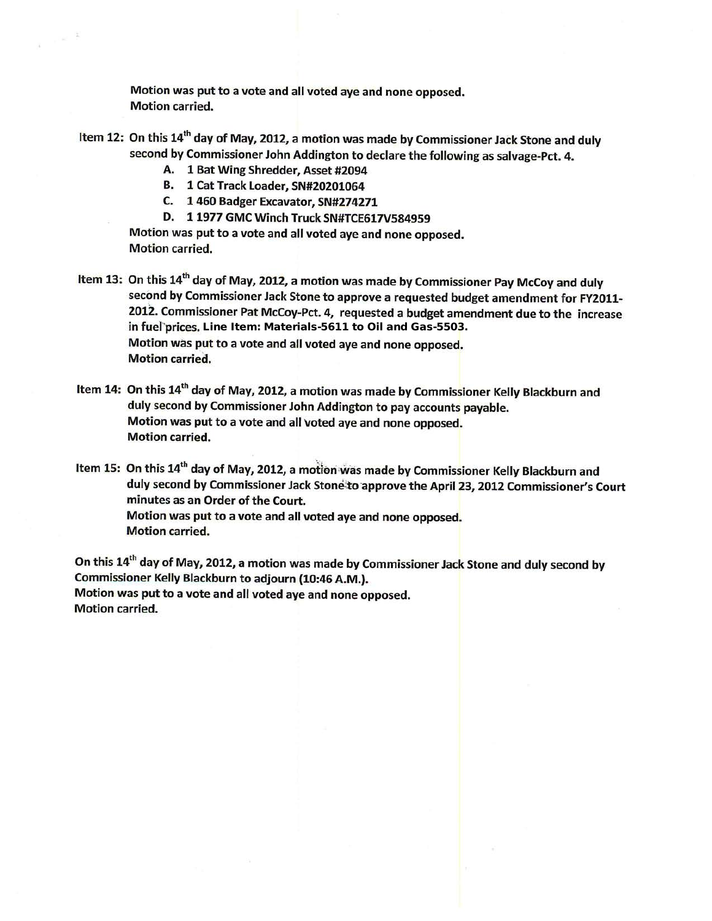**Motion was put to a vote and all voted aye and none opposed.**
**Motion carried.**

**Item 12: On this 14th day of May, 2012, a motion was made by Commissioner Jack Stone and duly second by Commissioner John Addington to declare the following as salvage-Pct. 4.**

- **A. 1 Bat Wing Shredder, Asset #2094**
- **B. 1 Cat Track Loader, SN#20201064**
- **C. 1 460 Badger Excavator, SN#274271**
- **D. 1 1977 GMC Winch Truck SN#TCE617V584959**

**Motion was put to a vote and all voted aye and none opposed.**
**Motion carried.**

**Item 13: On this 14th day of May, 2012, a motion was made by Commissioner Pay McCoy and duly second by Commissioner Jack Stone to approve a requested budget amendment for FY2011-2012. Commissioner Pat McCoy-Pct. 4, requested a budget amendment due to the increase in fuel prices. Line Item: Materials-5611 to Oil and Gas-5503.**
**Motion was put to a vote and all voted aye and none opposed.**
**Motion carried.**

**Item 14: On this 14th day of May, 2012, a motion was made by Commissioner Kelly Blackburn and duly second by Commissioner John Addington to pay accounts payable.**
**Motion was put to a vote and all voted aye and none opposed.**
**Motion carried.**

**Item 15: On this 14th day of May, 2012, a motion was made by Commissioner Kelly Blackburn and duly second by Commissioner Jack Stone to approve the April 23, 2012 Commissioner's Court minutes as an Order of the Court.**
**Motion was put to a vote and all voted aye and none opposed.**
**Motion carried.**

**On this 14th day of May, 2012, a motion was made by Commissioner Jack Stone and duly second by Commissioner Kelly Blackburn to adjourn (10:46 A.M.).**
**Motion was put to a vote and all voted aye and none opposed.**
**Motion carried.**